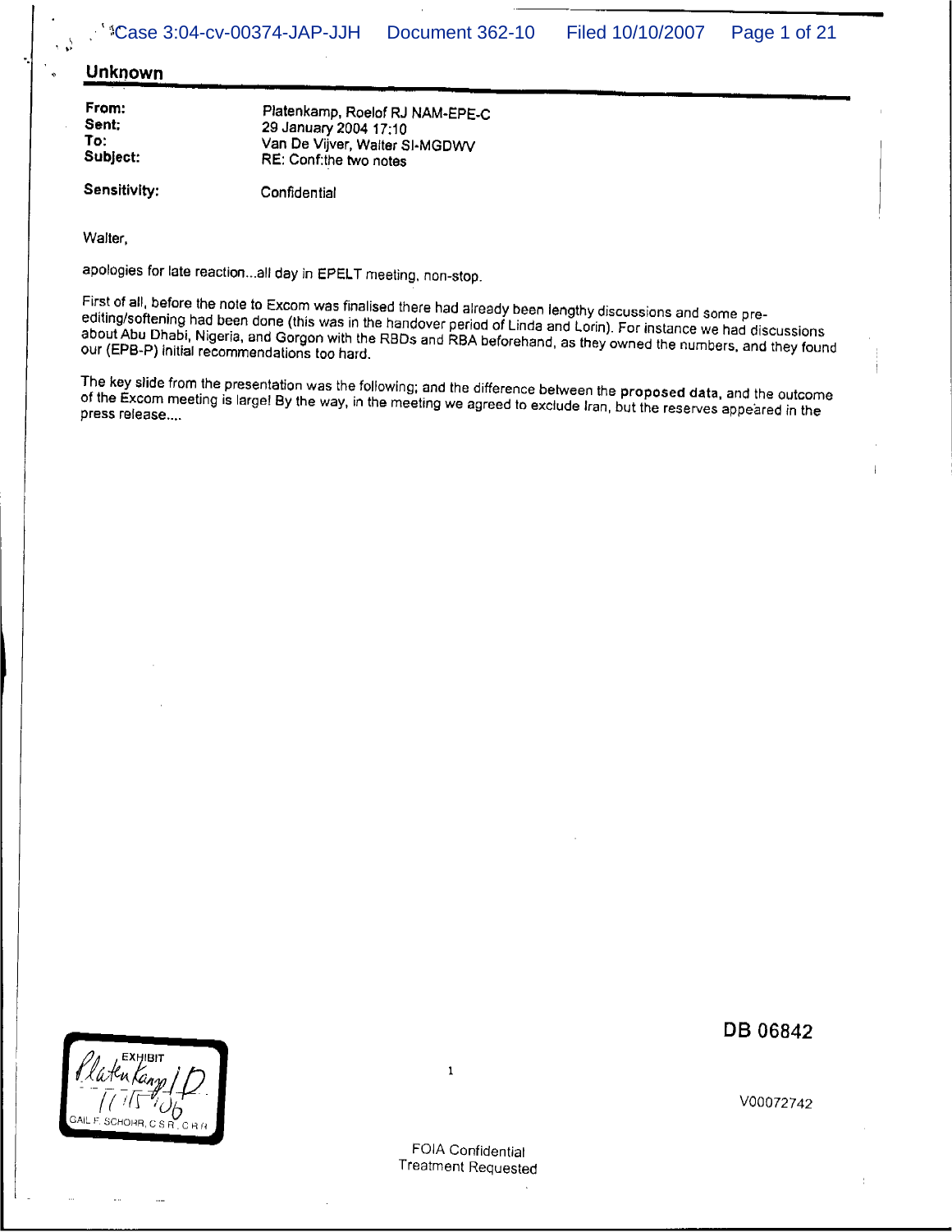## Unknown

| | |
|---|---|
| **From:** | Platenkamp, Roelof RJ NAM-EPE-C |
| **Sent:** | 29 January 2004 17:10 |
| **To:** | Van De Vijver, Walter SI-MGDWV |
| **Subject:** | RE: Conf:the two notes |
| **Sensitivity:** | Confidential |

Walter,

apologies for late reaction...all day in EPELT meeting, non-stop.

First of all, before the note to Excom was finalised there had already been lengthy discussions and some pre-editing/softening had been done (this was in the handover period of Linda and Lorin). For instance we had discussions about Abu Dhabi, Nigeria, and Gorgon with the RBDs and RBA beforehand, as they owned the numbers, and they found our (EPB-P) initial recommendations too hard.

The key slide from the presentation was the following; and the difference between the **proposed data**, and the outcome of the Excom meeting is large! By the way, in the meeting we agreed to exclude Iran, but the reserves appeared in the press release....

DB 06842

EXHIBIT
Platenkamp 10
11/15/06
GAIL F. SCHORR, C.S.R., C.R.R.

V00072742

FOIA Confidential
Treatment Requested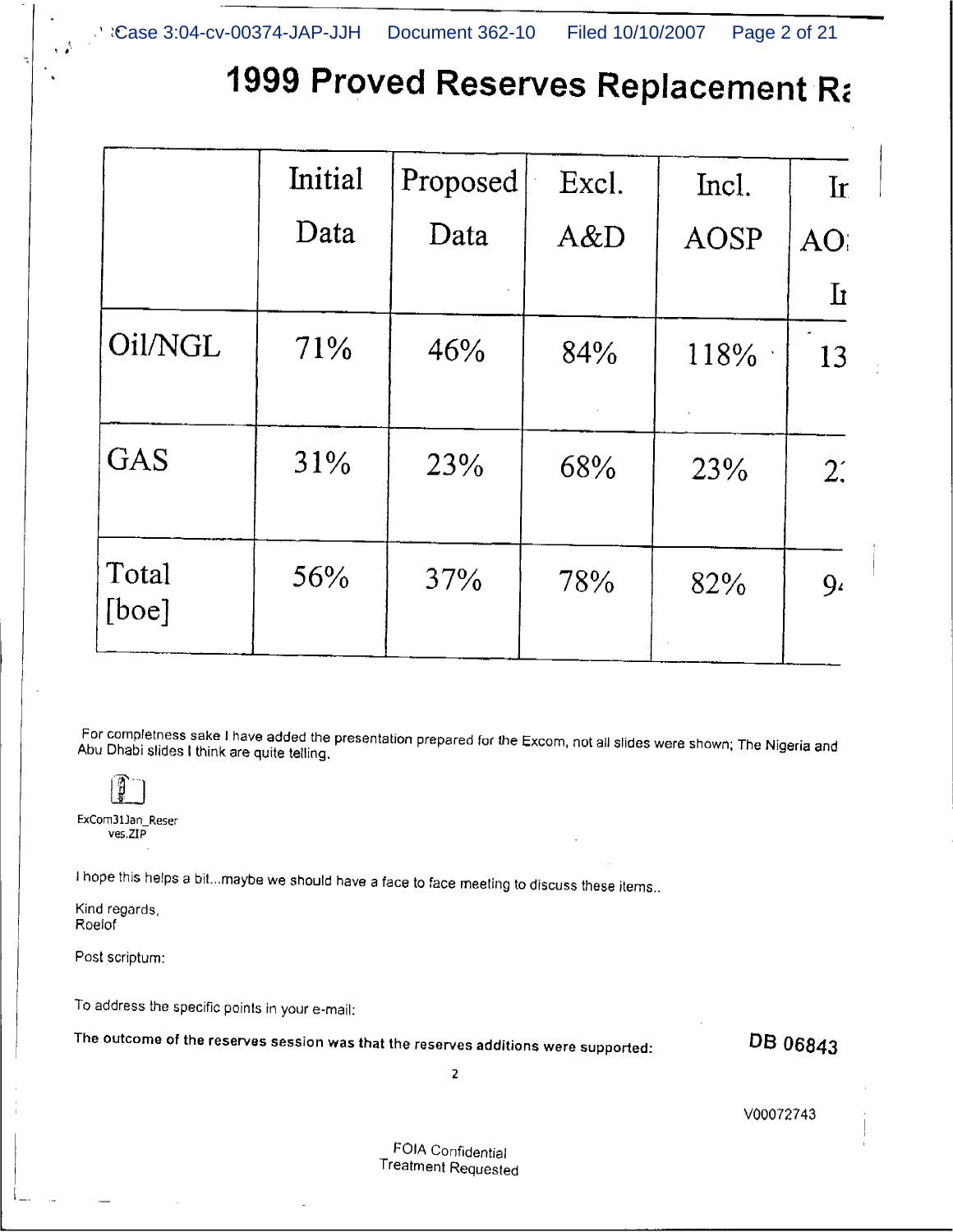# 1999 Proved Reserves Replacement Ra

| | Initial Data | Proposed Data | Excl. A&D | Incl. AOSP | Ir AO: Ir |
|---|---|---|---|---|---|
| Oil/NGL | 71% | 46% | 84% | 118% | 13 |
| GAS | 31% | 23% | 68% | 23% | 2: |
| Total [boe] | 56% | 37% | 78% | 82% | 9 |

For completness sake I have added the presentation prepared for the Excom, not all slides were shown; The Nigeria and Abu Dhabi slides I think are quite telling.

ExCom31Jan_Reserves.ZIP

I hope this helps a bit...maybe we should have a face to face meeting to discuss these items..

Kind regards,
Roelof

Post scriptum:

To address the specific points in your e-mail:

The outcome of the reserves session was that the reserves additions were supported:

DB 06843

V00072743

FOIA Confidential Treatment Requested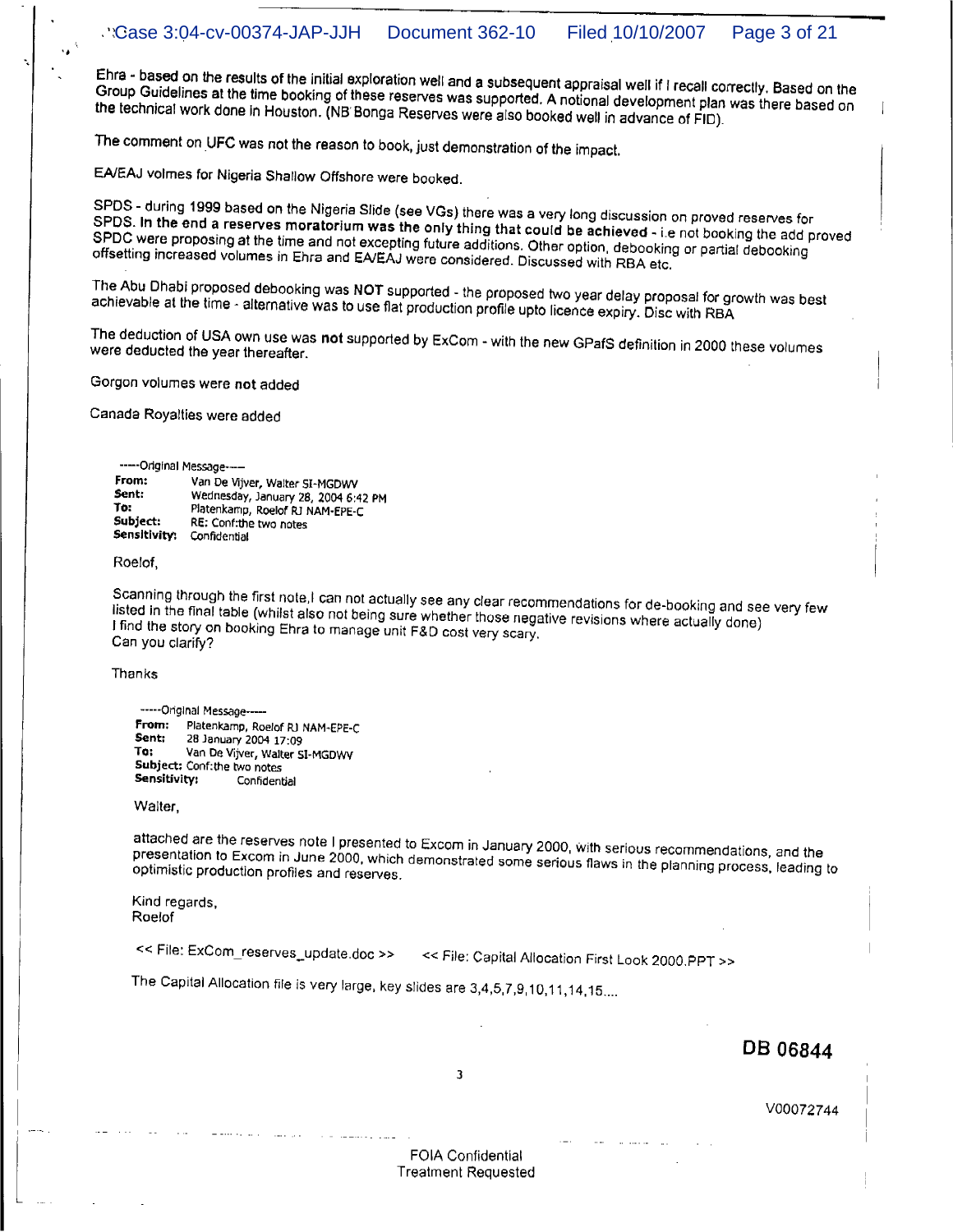Ehra - based on the results of the initial exploration well and a subsequent appraisal well if I recall correctly. Based on the Group Guidelines at the time booking of these reserves was supported. A notional development plan was there based on the technical work done in Houston. (NB Bonga Reserves were also booked well in advance of FID).

The comment on UFC was not the reason to book, just demonstration of the impact.

EA/EAJ volmes for Nigeria Shallow Offshore were booked.

SPDS - during 1999 based on the Nigeria Slide (see VGs) there was a very long discussion on proved reserves for SPDS. **In the end a reserves moratorium was the only thing that could be achieved** - i.e not booking the add proved SPDC were proposing at the time and not excepting future additions. Other option, debooking or partial debooking offsetting increased volumes in Ehra and EA/EAJ were considered. Discussed with RBA etc.

The Abu Dhabi proposed debooking was **NOT** supported - the proposed two year delay proposal for growth was best achievable at the time - alternative was to use flat production profile upto licence expiry. Disc with RBA

The deduction of USA own use was **not** supported by ExCom - with the new GPafS definition in 2000 these volumes were deducted the year thereafter.

Gorgon volumes were **not** added

Canada Royalties were added

-----Original Message-----
**From:** Van De Vijver, Walter SI-MGDWV
**Sent:** Wednesday, January 28, 2004 6:42 PM
**To:** Platenkamp, Roelof RJ NAM-EPE-C
**Subject:** RE: Conf:the two notes
**Sensitivity:** Confidential

Roelof,

Scanning through the first note,I can not actually see any clear recommendations for de-booking and see very few listed in the final table (whilst also not being sure whether those negative revisions where actually done)
I find the story on booking Ehra to manage unit F&D cost very scary.
Can you clarify?

Thanks

-----Original Message-----
**From:** Platenkamp, Roelof RJ NAM-EPE-C
**Sent:** 28 January 2004 17:09
**To:** Van De Vijver, Walter SI-MGDWV
**Subject:** Conf:the two notes
**Sensitivity:** Confidential

Walter,

attached are the reserves note I presented to Excom in January 2000, with serious recommendations, and the presentation to Excom in June 2000, which demonstrated some serious flaws in the planning process, leading to optimistic production profiles and reserves.

Kind regards,
Roelof

<< File: ExCom_reserves_update.doc >> << File: Capital Allocation First Look 2000.PPT >>

The Capital Allocation file is very large, key slides are 3,4,5,7,9,10,11,14,15....

DB 06844

V00072744

FOIA Confidential
Treatment Requested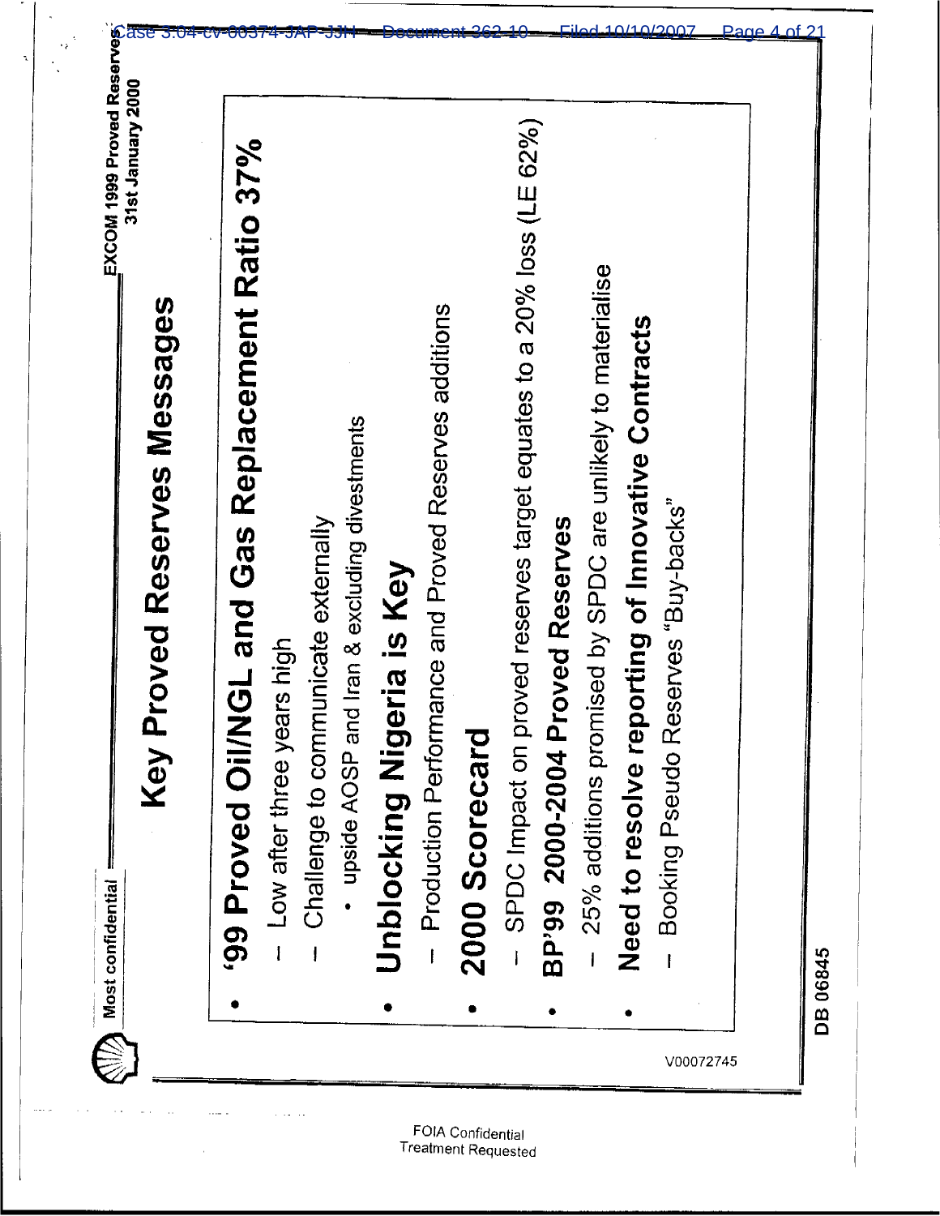Most confidential

EXCOM 1999 Proved Reserves
31st January 2000

# Key Proved Reserves Messages

- **'99 Proved Oil/NGL and Gas Replacement Ratio 37%**
  - Low after three years high
  - Challenge to communicate externally
    - upside AOSP and Iran & excluding divestments
- **Unblocking Nigeria is Key**
  - Production Performance and Proved Reserves additions
- **2000 Scorecard**
  - SPDC Impact on proved reserves target equates to a 20% loss (LE 62%)
- **BP'99 2000-2004 Proved Reserves**
  - 25% additions promised by SPDC are unlikely to materialise
- **Need to resolve reporting of Innovative Contracts**
  - Booking Pseudo Reserves "Buy-backs"

V00072745

DB 06845

FOIA Confidential
Treatment Requested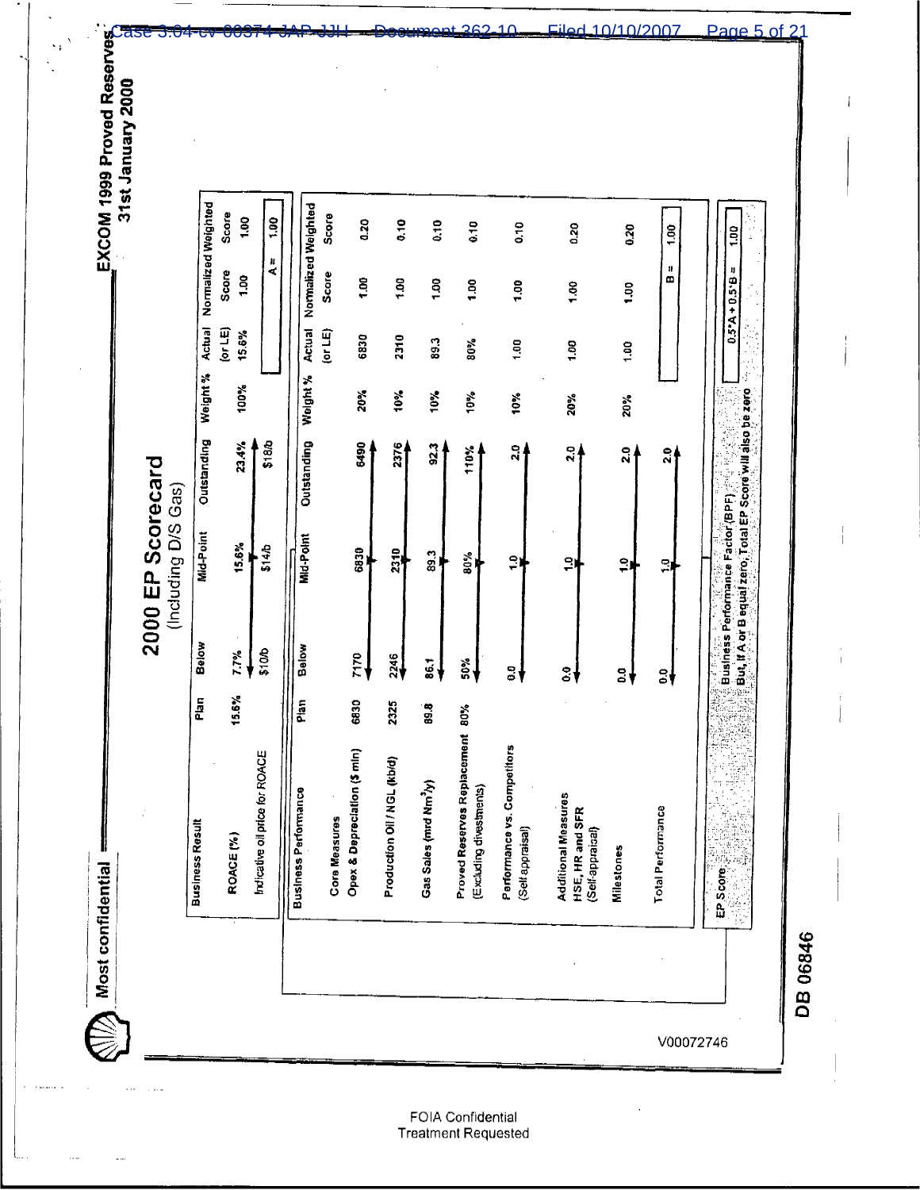Most confidential

EXCOM 1999 Proved Reserves
31st January 2000

# 2000 EP Scorecard
(Including D/S Gas)

| Business Result | Plan | Below | Mid-Point | Outstanding | Weight % | Actual (or LE) | Normalized Score | Weighted Score |
|---|---|---|---|---|---|---|---|---|
| ROACE (%) | 15.6% | 7.7% | 15.6% | 23.4% | 100% | 15.6% | 1.00 | 1.00 |
| Indicative oil price for ROACE | | $10/b | $14/b | $18/b | | | A = | 1.00 |

| Business Performance | Plan | Below | Mid-Point | Outstanding | Weight % | Actual (or LE) | Normalized Score | Weighted Score |
|---|---|---|---|---|---|---|---|---|
| **Core Measures** | | | | | | | | |
| Opex & Depreciation ($ mln) | 6830 | 7170 | 6830 | 6490 | 20% | 6830 | 1.00 | 0.20 |
| Production Oil / NGL (kb/d) | 2325 | 2246 | 2310 | 2376 | 10% | 2310 | 1.00 | 0.10 |
| Gas Sales (mrd $Nm^3$/y) | 89.8 | 86.1 | 89.3 | 92.3 | 10% | 89.3 | 1.00 | 0.10 |
| Proved Reserves Replacement (Excluding divestments) | 80% | 50% | 80% | 110% | 10% | 80% | 1.00 | 0.10 |
| Performance vs. Competitors (Self appraisal) | | 0.0 | 1.0 | 2.0 | 10% | 1.00 | 1.00 | 0.10 |
| Additional Measures HSE, HR and SFR (Self-appraisal) | | 0.0 | 1.0 | 2.0 | 20% | 1.00 | 1.00 | 0.20 |
| Milestones | | 0.0 | 1.0 | 2.0 | 20% | 1.00 | 1.00 | 0.20 |
| Total Performance | | 0.0 | 1.0 | 2.0 | | | B = | 1.00 |

| EP Score | Business Performance Factor (BPF) | 0.5*A + 0.5*B = | 1.00 |
|---|---|---|---|
| | But, if A or B equal zero, Total EP Score will also be zero | | |

V00072746

DB 06846

FOIA Confidential
Treatment Requested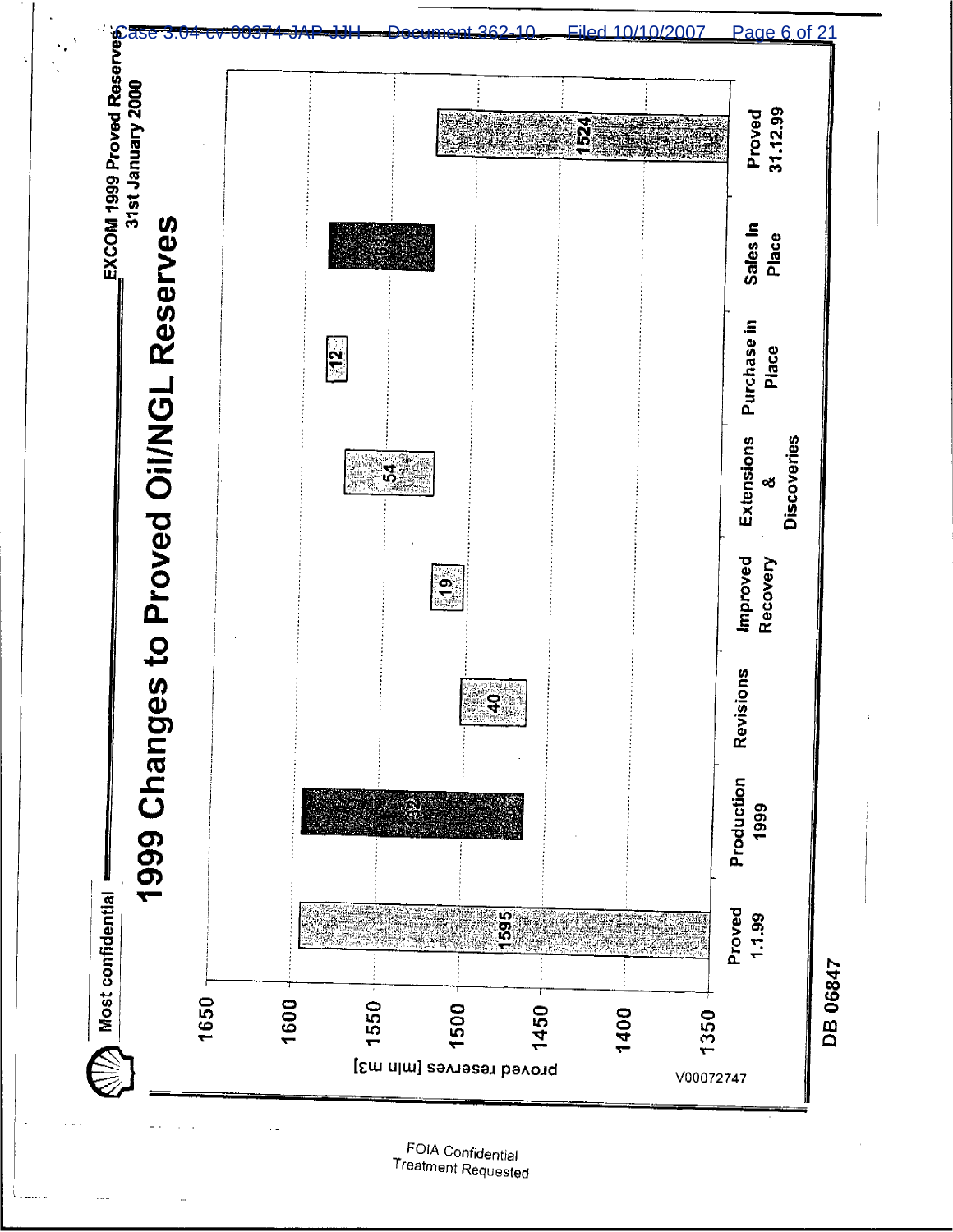Most confidential

EXCOM 1999 Proved Reserves
31st January 2000

# 1999 Changes to Proved Oil/NGL Reserves

| | Proved 1.1.99 | Production 1999 | Revisions | Improved Recovery | Extensions & Discoveries | Purchase in Place | Sales In Place | Proved 31.12.99 |
|---|---|---|---|---|---|---|---|---|
| Proved reserves [mln m3] | 1595 | -132 | 40 | 19 | 54 | 12 | -63 | 1524 |

V00072747

DB 06847

FOIA Confidential Treatment Requested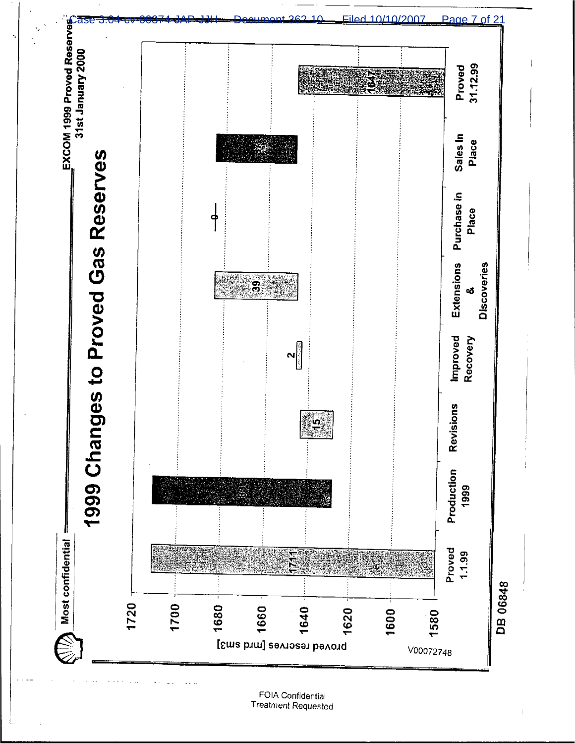Most confidential

EXCOM 1999 Proved Reserves
31st January 2000

# 1999 Changes to Proved Gas Reserves

| Category | Value |
|---|---|
| Proved 1.1.99 | 1711 |
| Production 1999 | 80 |
| Revisions | 15 |
| Improved Recovery | 2 |
| Extensions & Discoveries | 39 |
| Purchase in Place | 0 |
| Sales In Place | 37 |
| Proved 31.12.99 | 1647 |

proved reserves [mrd sm3]

V00072748

DB 06848

FOIA Confidential Treatment Requested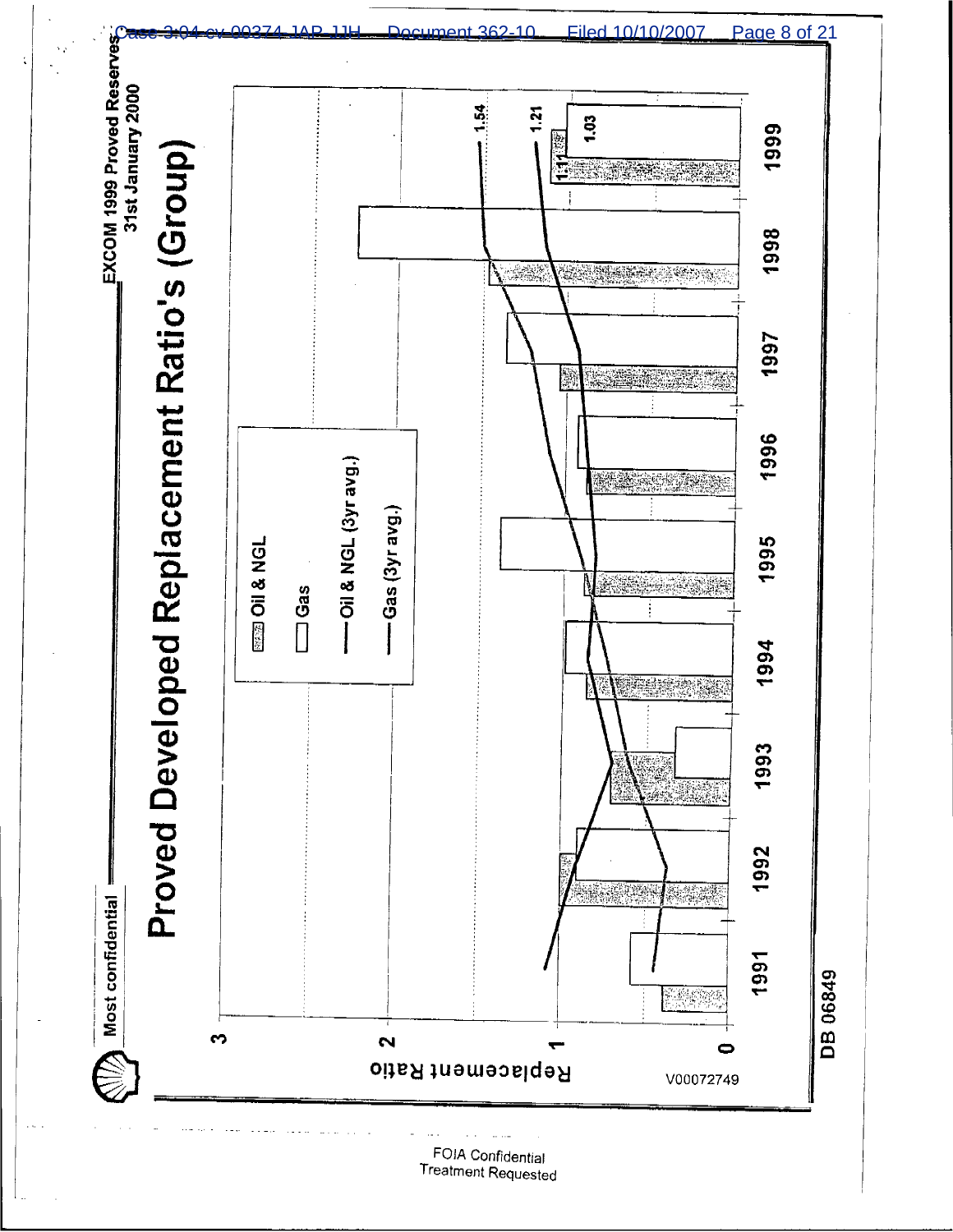Most confidential

EXCOM 1999 Proved Reserves
31st January 2000

# Proved Developed Replacement Ratio's (Group)

Replacement Ratio

3
2
1
0

Oil & NGL
Gas
Oil & NGL (3yr avg.)
Gas (3yr avg.)

1991 1992 1993 1994 1995 1996 1997 1998 1999

1.54
1.21
1.11
1.03

V00072749

DB 06849

FOIA Confidential Treatment Requested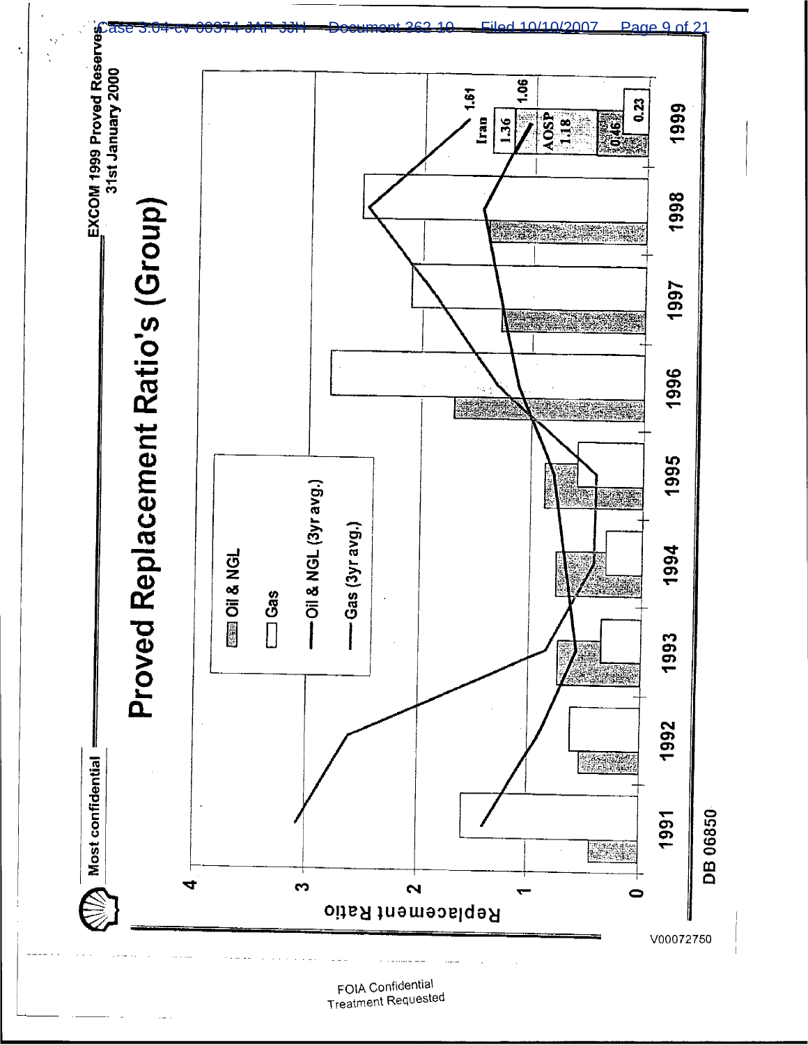Most confidential

EXCOM 1999 Proved Reserves
31st January 2000

# Proved Replacement Ratio's (Group)

Replacement Ratio

0
1
2
3
4

1991 1992 1993 1994 1995 1996 1997 1998 1999

Oil & NGL
Gas
Oil & NGL (3yr avg.)
Gas (3yr avg.)

1.61
Iran
1.36
1.06
AOSP
1.18
0.46
0.23

DB 06850

V00072750

FOIA Confidential
Treatment Requested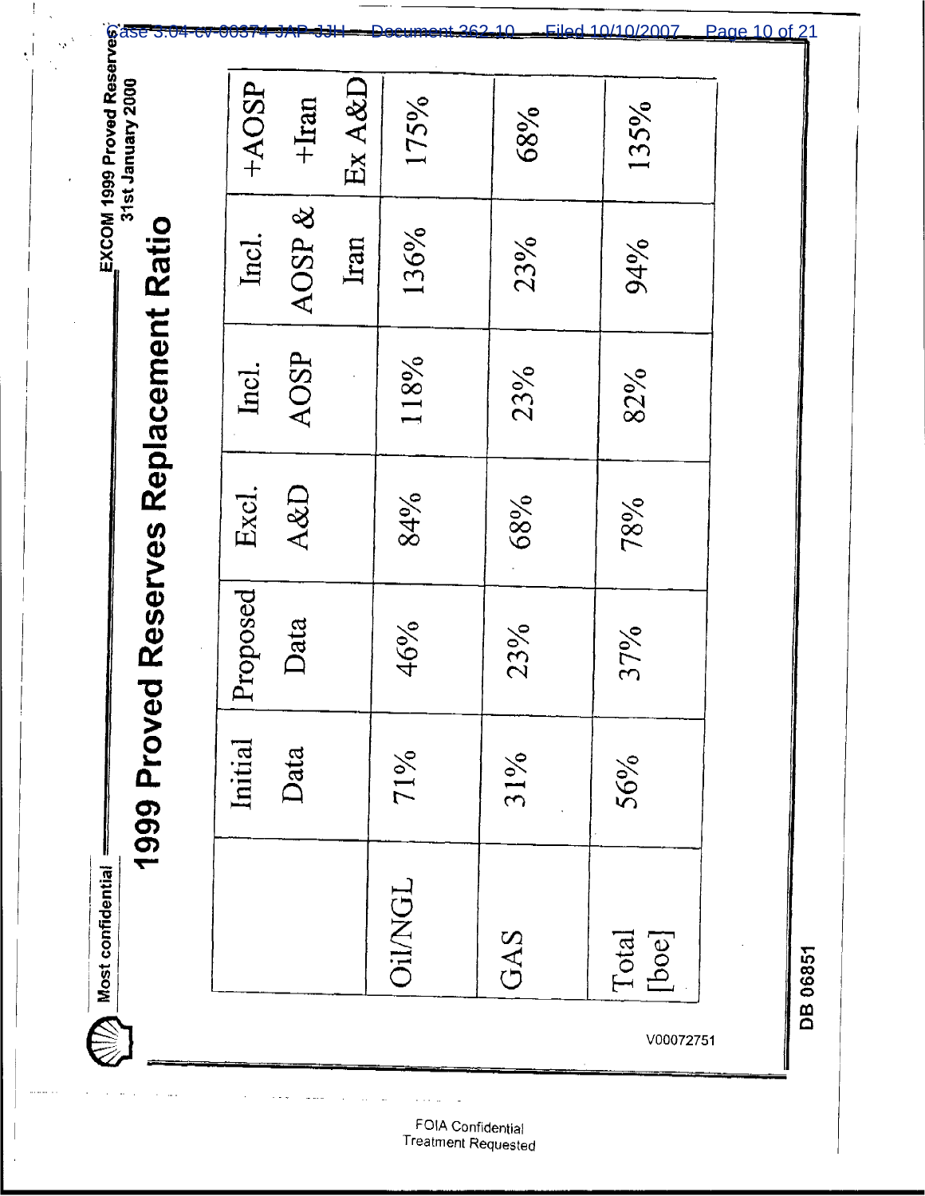Most confidential

EXCOM 1999 Proved Reserves
31st January 2000

# 1999 Proved Reserves Replacement Ratio

| | Initial Data | Proposed Data | Excl. A&D | Incl. AOSP | Incl. AOSP & Iran | +AOSP +Iran Ex A&D |
|---|---|---|---|---|---|---|
| Oil/NGL | 71% | 46% | 84% | 118% | 136% | 175% |
| GAS | 31% | 23% | 68% | 23% | 23% | 68% |
| Total [boe] | 56% | 37% | 78% | 82% | 94% | 135% |

V00072751

DB 06851

FOIA Confidential Treatment Requested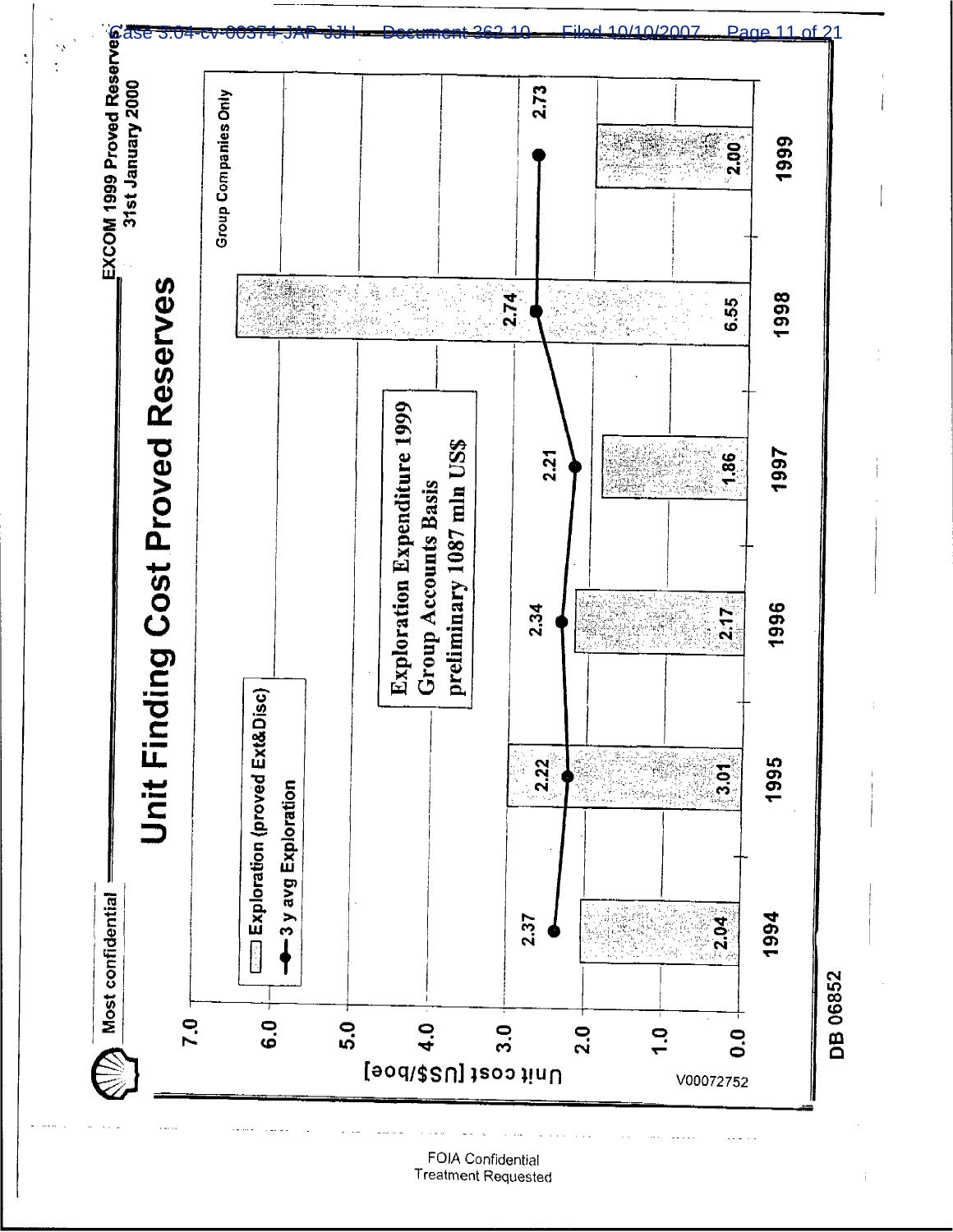Most confidential

EXCOM 1999 Proved Reserves
31st January 2000

# Unit Finding Cost Proved Reserves

Group Companies Only

- Exploration (proved Ext&Disc)
- 3 y avg Exploration

Exploration Expenditure 1999
Group Accounts Basis
preliminary 1087 mln US$

Unit cost [US$/boe]

| Year | Exploration (proved Ext&Disc) | 3 y avg Exploration |
|---|---|---|
| 1994 | 2.04 | 2.37 |
| 1995 | 3.01 | 2.22 |
| 1996 | 2.17 | 2.34 |
| 1997 | 1.86 | 2.21 |
| 1998 | 6.55 | 2.74 |
| 1999 | 2.00 | 2.73 |

V00072752

DB 06852

FOIA Confidential
Treatment Requested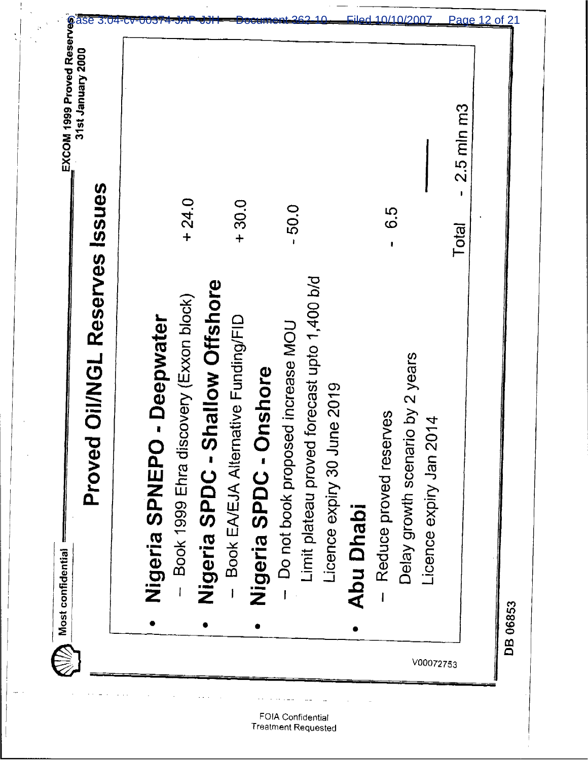Most confidential

EXCOM 1999 Proved Reserves
31st January 2000

# Proved Oil/NGL Reserves Issues

- **Nigeria SPNEPO - Deepwater**
  - Book 1999 Ehra discovery (Exxon block) + 24.0
- **Nigeria SPDC - Shallow Offshore**
  - Book EA/EJA Alternative Funding/FID + 30.0
- **Nigeria SPDC - Onshore**
  - Do not book proposed increase MOU - 50.0
    Limit plateau proved forecast upto 1,400 b/d
    Licence expiry 30 June 2019
- **Abu Dhabi**
  - Reduce proved reserves - 6.5
    Delay growth scenario by 2 years
    Licence expiry Jan 2014

Total - 2.5 mln m3

V00072753

DB 06853

FOIA Confidential
Treatment Requested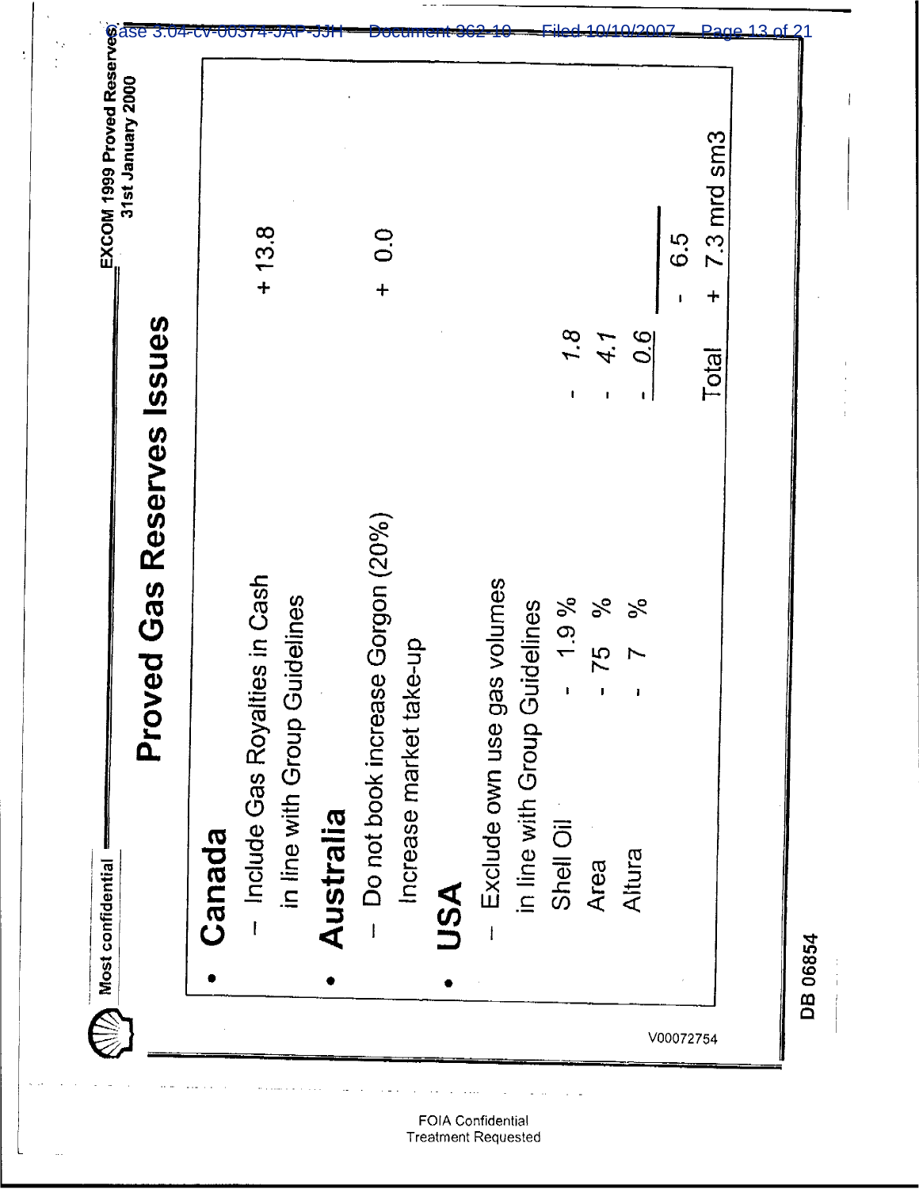Most confidential

EXCOM 1999 Proved Reserves
31st January 2000

# Proved Gas Reserves Issues

- **Canada**
  - Include Gas Royalties in Cash in line with Group Guidelines + 13.8
- **Australia**
  - Do not book increase Gorgon (20%) Increase market take-up + 0.0
- **USA**
  - Exclude own use gas volumes in line with Group Guidelines

| | | | |
|---|---|---|---|
| Shell Oil | - 1.9 % | - *1.8* | |
| Area | - 75 % | - *4.1* | |
| Altura | - 7 % | - *0.6* | - 6.5 |
| | | Total | + 7.3 mrd sm3 |

V00072754

DB 06854

FOIA Confidential Treatment Requested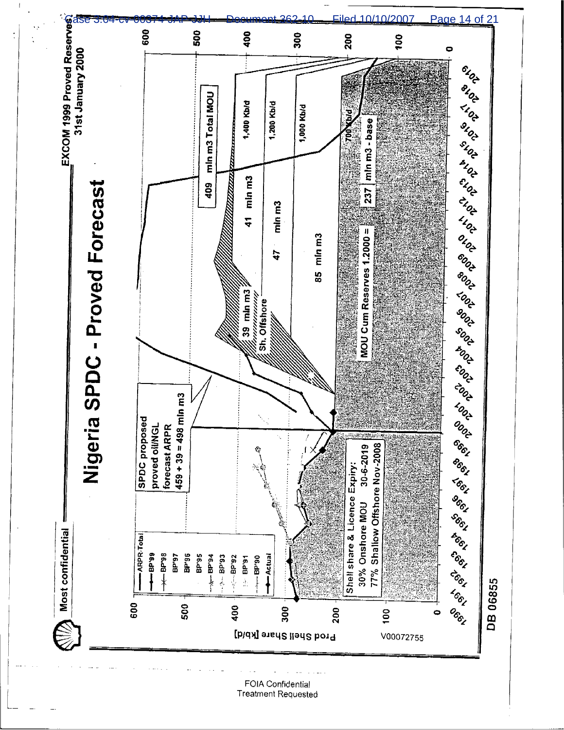Most confidential

EXCOM 1999 Proved Reserves
31st January 2000

# Nigeria SPDC - Proved Forecast

SPDC proposed
proved oil/NGL
forecast ARPR
459 + 39 = 498 mln m3

Legend: ARPR-Total, BP'99, BP'98, BP'97, BP'96, BP'95, BP'94, BP'93, BP'92, BP'91, BP'90, Actual

409 mln m3 Total MOU

1,400 Kb/d — 41 mln m3

1,200 Kb/d — 47 mln m3

1,000 Kb/d — 85 mln m3

700 Kb/d

39 mln m3 Sh. Offshore

MOU Cum Reserves 1.2000 = 237 mln m3 - base

Shell share & Licence Expiry:
30% Onshore MOU 30-6-2019
77% Shallow Offshore Nov-2008

Prod Shell Share [kb/d]

0, 100, 200, 300, 400, 500, 600

1990, 1991, 1992, 1993, 1994, 1995, 1996, 1997, 1998, 1999, 2000, 2001, 2002, 2003, 2004, 2005, 2006, 2007, 2008, 2009, 2010, 2011, 2012, 2013, 2014, 2015, 2016, 2017, 2018, 2019

V00072755

DB 06855

FOIA Confidential
Treatment Requested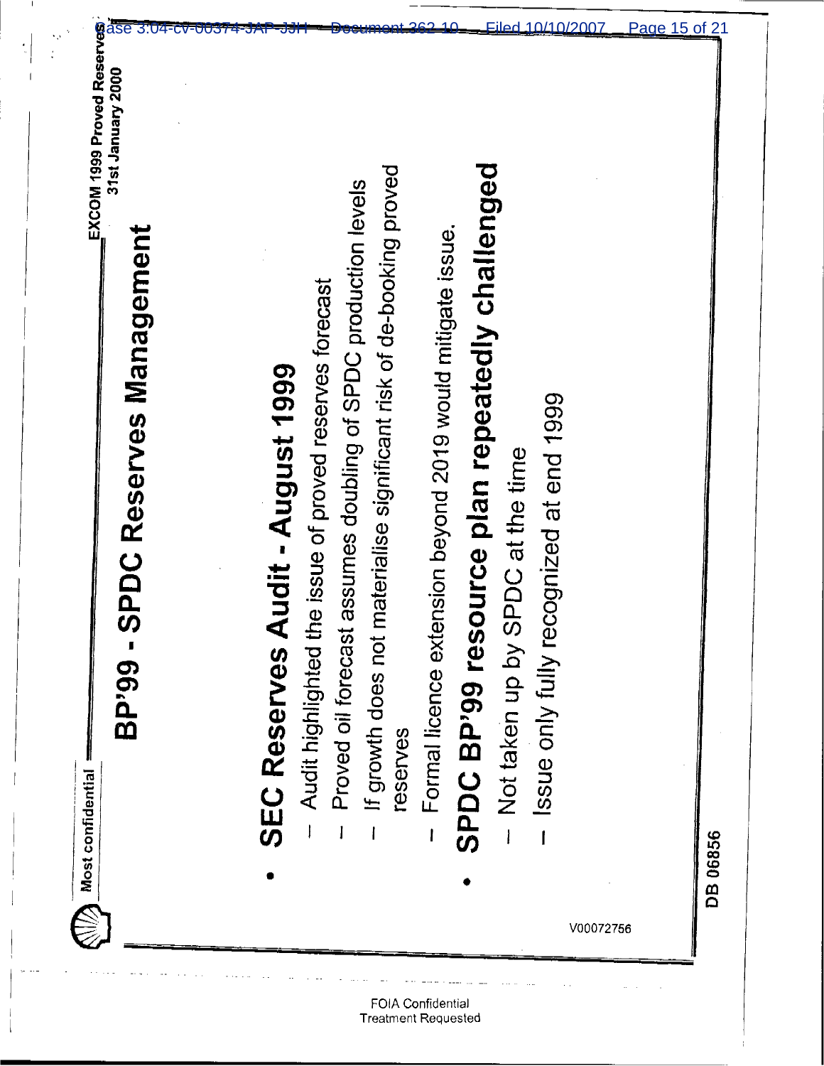Most confidential

EXCOM 1999 Proved Reserves
31st January 2000

# BP'99 - SPDC Reserves Management

- **SEC Reserves Audit - August 1999**
  - Audit highlighted the issue of proved reserves forecast
  - Proved oil forecast assumes doubling of SPDC production levels
  - If growth does not materialise significant risk of de-booking proved reserves
  - Formal licence extension beyond 2019 would mitigate issue.
- **SPDC BP'99 resource plan repeatedly challenged**
  - Not taken up by SPDC at the time
  - Issue only fully recognized at end 1999

V00072756

DB 06856

FOIA Confidential
Treatment Requested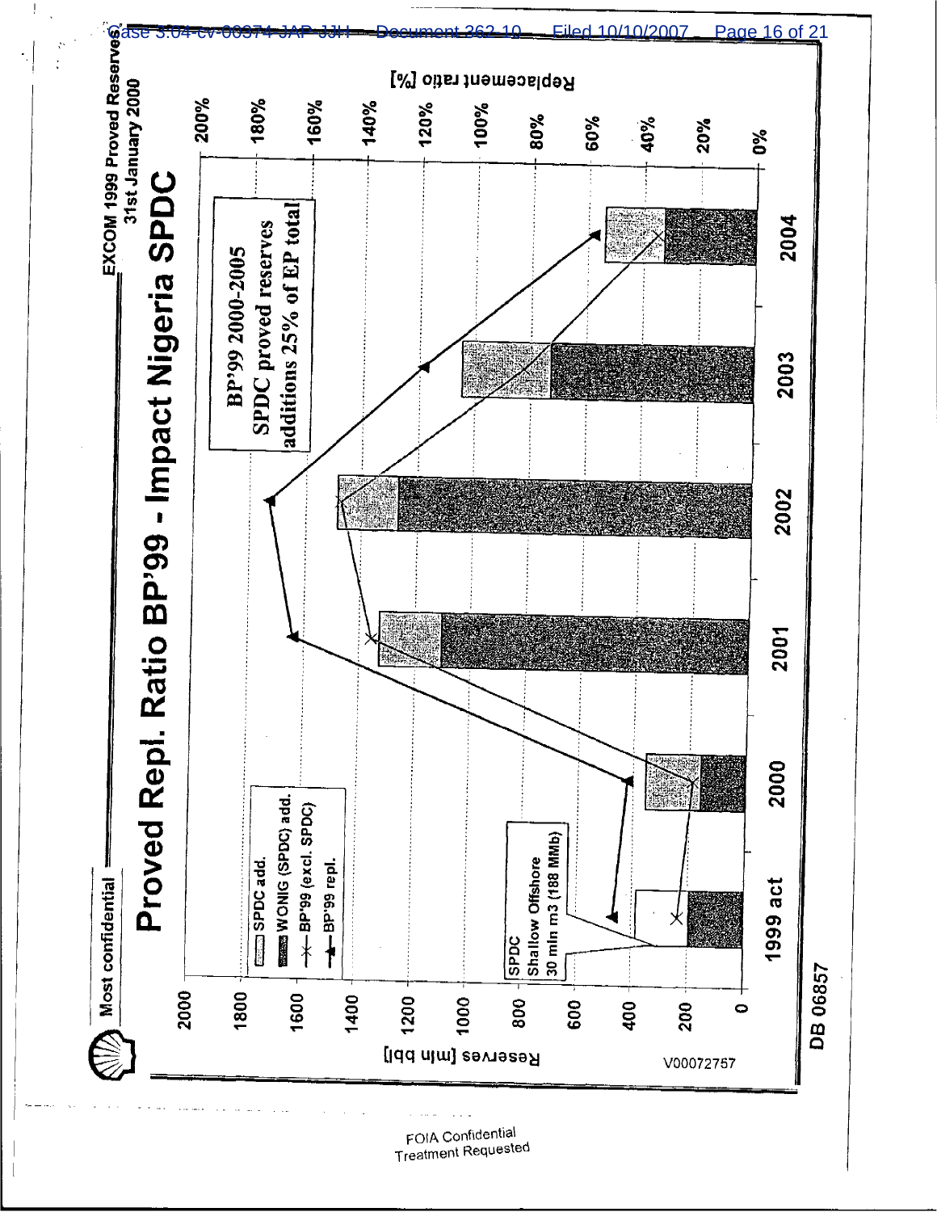Most confidential

EXCOM 1999 Proved Reserves
31st January 2000

# Proved Repl. Ratio BP'99 - Impact Nigeria SPDC

Legend:
- SPDC add.
- WONIG (SPDC) add.
- BP'99 (excl. SPDC)
- BP'99 repl.

SPDC Shallow Offshore 30 mln m3 (188 MMb)

BP'99 2000-2005 SPDC proved reserves additions 25% of EP total

Reserves [mln bbl]: 0, 200, 400, 600, 800, 1000, 1200, 1400, 1600, 1800, 2000

Replacement ratio [%]: 0%, 20%, 40%, 60%, 80%, 100%, 120%, 140%, 160%, 180%, 200%

Years: 1999 act, 2000, 2001, 2002, 2003, 2004

V00072757

DB 06857

FOIA Confidential Treatment Requested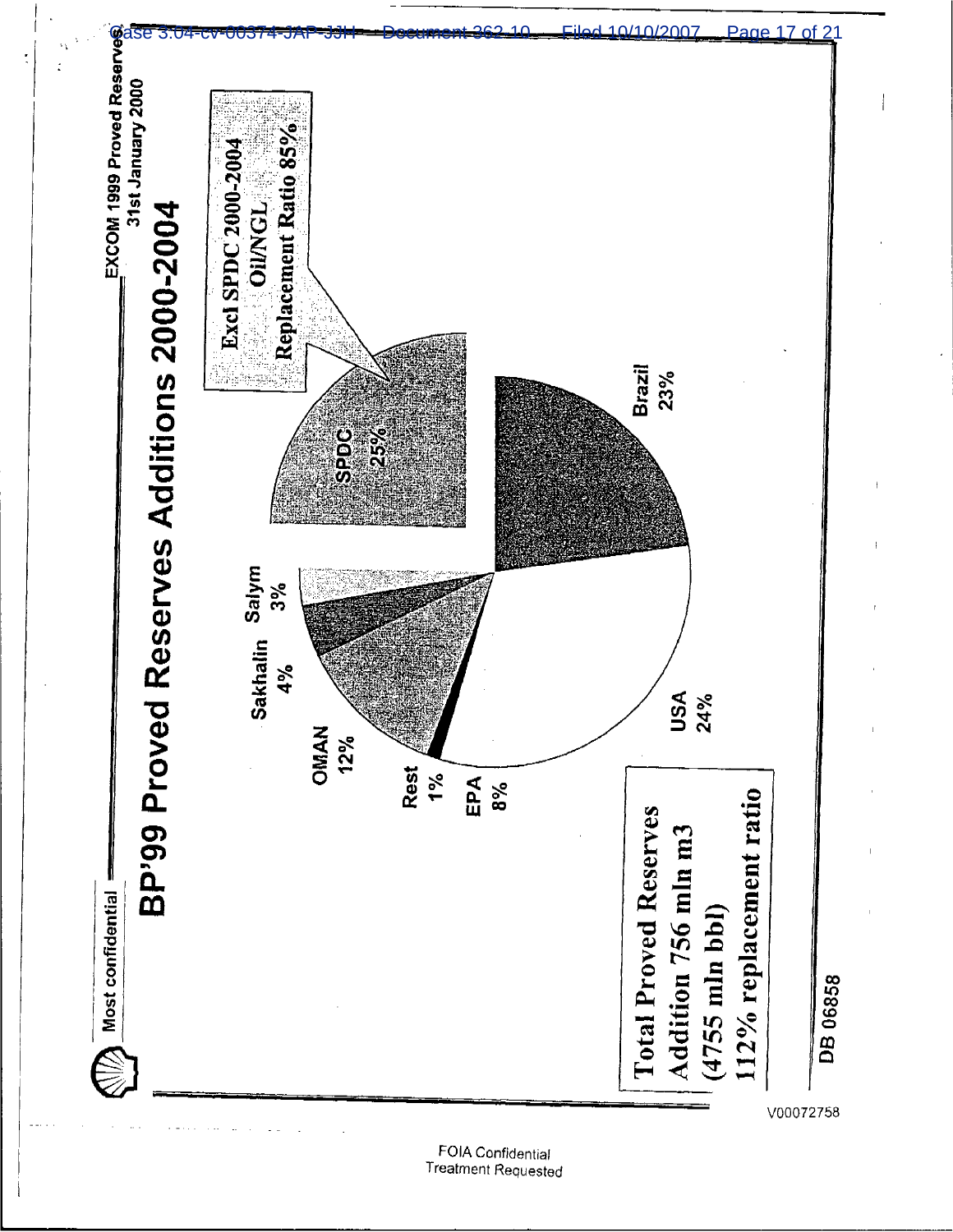Most confidential

EXCOM 1999 Proved Reserves 31st January 2000

# BP'99 Proved Reserves Additions 2000-2004

Excl SPDC 2000-2004 Oil/NGL Replacement Ratio 85%

SPDC 25%

Brazil 23%

USA 24%

EPA 8%

Rest 1%

OMAN 12%

Sakhalin 4%

Salym 3%

Total Proved Reserves Addition 756 mln m3 (4755 mln bbl) 112% replacement ratio

DB 06858

V00072758

FOIA Confidential Treatment Requested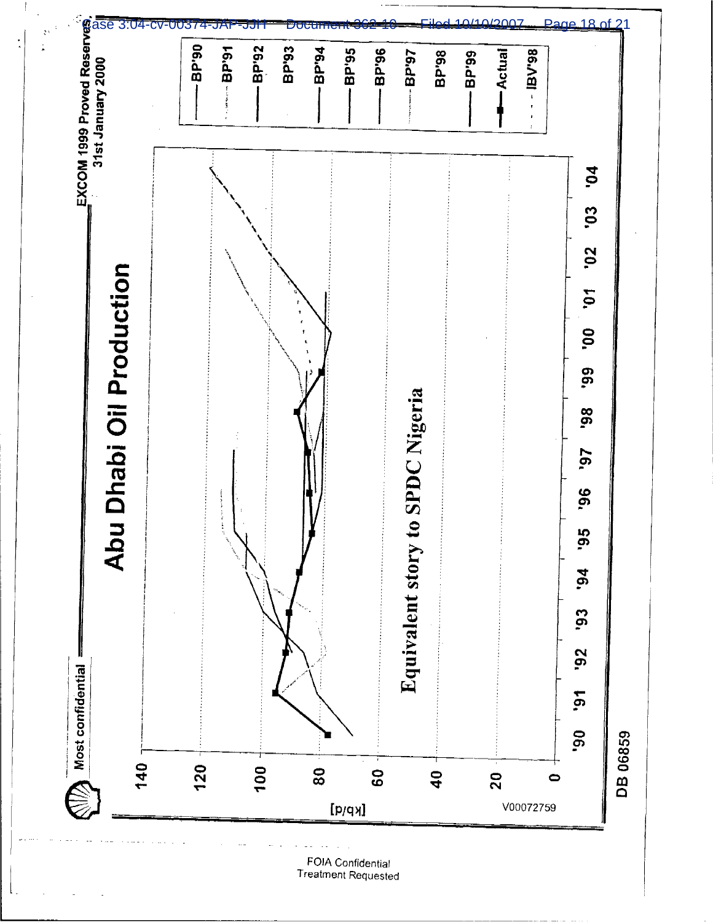Most confidential

EXCOM 1999 Proved Reserves, 31st January 2000

# Abu Dhabi Oil Production

[kb/d]

140, 120, 100, 80, 60, 40, 20, 0

'90 '91 '92 '93 '94 '95 '96 '97 '98 '99 '00 '01 '02 '03 '04

BP'90
BP'91
BP'92
BP'93
BP'94
BP'95
BP'96
BP'97
BP'98
BP'99
Actual
IBV'98

Equivalent story to SPDC Nigeria

V00072759

DB 06859

FOIA Confidential Treatment Requested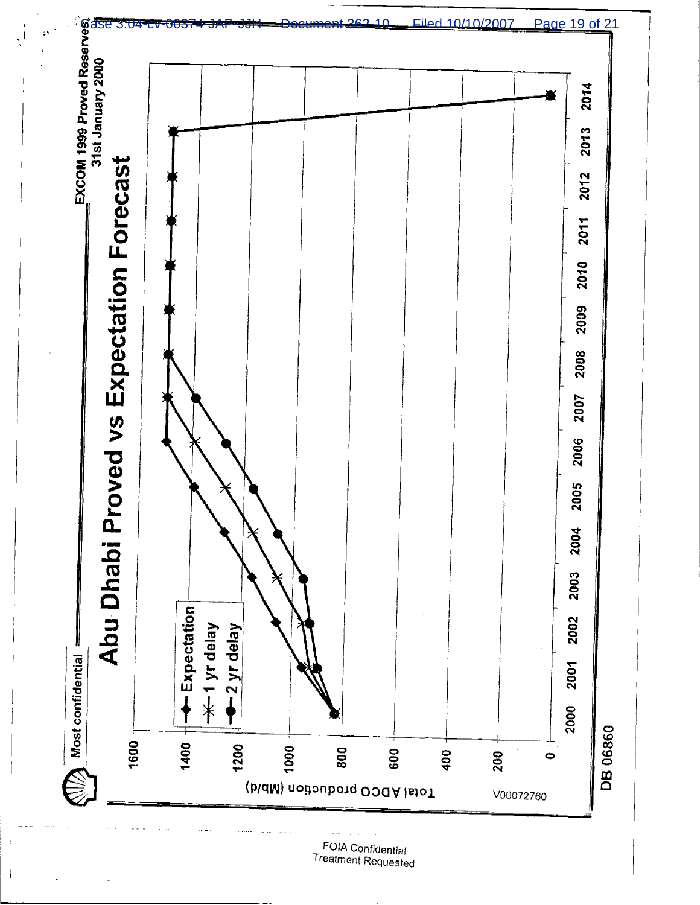Most confidential

EXCOM 1999 Proved Reserves
31st January 2000

# Abu Dhabi Proved vs Expectation Forecast

- Expectation
- 1 yr delay
- 2 yr delay

Total ADCO production (Mb/d)

1600, 1400, 1200, 1000, 800, 600, 400, 200, 0

2000, 2001, 2002, 2003, 2004, 2005, 2006, 2007, 2008, 2009, 2010, 2011, 2012, 2013, 2014

V00072760

DB 06860

FOIA Confidential
Treatment Requested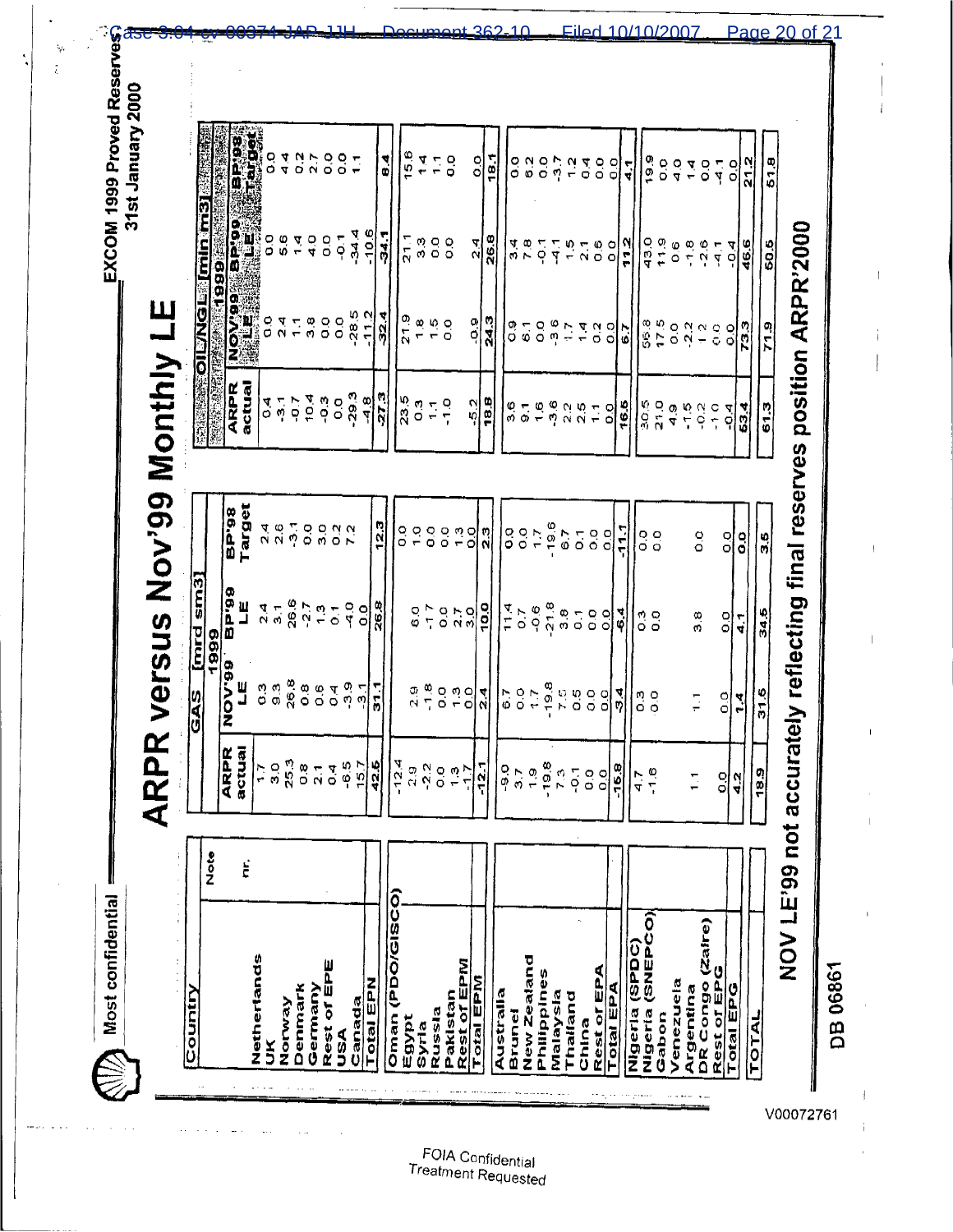Most confidential

EXCOM 1999 Proved Reserves
31st January 2000

# ARPR versus Nov'99 Monthly LE

| Country | Note | GAS [mrd sm3] | | | | OIL/NGL [mln m3] | | | |
|---|---|---|---|---|---|---|---|---|---|
| | | | 1999 | | | | 1999 | | |
| | nr. | ARPR actual | NOV'99 LE | BP'99 LE | BP'98 Target | ARPR actual | NOV'99 LE | BP'99 LE | BP'98 Target |
| Netherlands | | 1.7 | 0.3 | 2.4 | 2.4 | 0.4 | 0.0 | 0.0 | 0.0 |
| UK | | 3.0 | 9.3 | 3.1 | 2.6 | -3.1 | 2.4 | 5.6 | 4.4 |
| Norway | | 25.3 | 26.8 | 26.6 | -3.1 | -0.7 | 1.1 | 1.4 | 0.2 |
| Denmark | | 0.8 | 0.8 | -2.7 | 0.0 | 10.4 | 3.8 | 4.0 | 2.7 |
| Germany | | 2.1 | 0.6 | 1.3 | 3.0 | -0.3 | 0.0 | 0.0 | 0.0 |
| Rest of EPE | | 0.4 | 0.4 | 0.1 | 0.2 | 0.0 | 0.0 | -0.1 | 0.0 |
| USA | | -6.5 | -3.9 | -4.0 | 7.2 | -29.3 | -28.5 | -34.4 | 1.1 |
| Canada | | 15.7 | -3.1 | 0.0 | | -4.8 | -11.2 | -10.6 | |
| **Total EPN** | | 42.5 | 31.1 | 26.8 | 12.3 | -27.3 | -32.4 | -34.1 | 8.4 |
| Oman (PDO/GISCO) | | -12.4 | | | 0.0 | 23.5 | 21.9 | 21.1 | 15.6 |
| Egypt | | 2.9 | 2.9 | 6.0 | 1.0 | 0.3 | 1.8 | 3.3 | 1.4 |
| Syria | | -2.2 | -1.8 | -1.7 | 0.0 | 1.1 | 1.5 | 0.0 | 1.1 |
| Russia | | 0.0 | 0.0 | 0.0 | 0.0 | -1.0 | 0.0 | 0.0 | 0.0 |
| Pakistan | | 1.3 | 1.3 | 2.7 | 1.3 | | | | |
| Rest of EPM | | -1.7 | 0.0 | 3.0 | 0.0 | -5.2 | -0.9 | 2.4 | 0.0 |
| **Total EPM** | | -12.1 | 2.4 | 10.0 | 2.3 | 18.8 | 24.3 | 26.8 | 18.1 |
| Australia | | -9.0 | 6.7 | 11.4 | 0.0 | 3.6 | 0.9 | 3.4 | 0.0 |
| Brunei | | 3.7 | 0.0 | 0.7 | 0.0 | 9.1 | 6.1 | 7.8 | 6.2 |
| New Zealand | | 1.9 | 1.7 | -0.6 | 1.7 | 1.6 | 0.0 | -0.1 | 0.0 |
| Philippines | | -19.8 | -19.8 | -21.8 | -19.6 | -3.6 | -3.6 | -4.1 | -3.7 |
| Malaysia | | 7.3 | 7.5 | 3.8 | 6.7 | 2.2 | 1.7 | 1.5 | 1.2 |
| Thailand | | -0.1 | 0.5 | 0.1 | 0.1 | 2.5 | 1.4 | 2.1 | 0.4 |
| China | | 0.0 | 0.0 | 0.0 | 0.0 | 1.1 | 0.2 | 0.6 | 0.0 |
| Rest of EPA | | 0.0 | 0.0 | 0.0 | 0.0 | 0.0 | 0.0 | 0.0 | 0.0 |
| **Total EPA** | | -16.8 | -3.4 | -6.4 | -11.1 | 16.6 | 6.7 | 11.2 | 4.1 |
| Nigeria (SPDC) | | 4.7 | 0.3 | 0.3 | 0.0 | 30.5 | 56.8 | 43.0 | 19.9 |
| Nigeria (SNEPCO) | | -1.6 | 0.0 | 0.0 | 0.0 | 21.0 | 17.5 | 11.9 | 0.0 |
| Gabon | | | | | | 4.9 | 0.0 | 0.6 | 4.0 |
| Venezuela | | | | | | -1.5 | -2.2 | -1.8 | 1.4 |
| Argentina | | 1.1 | 1.1 | 3.8 | 0.0 | -0.2 | 1.2 | -2.6 | 0.0 |
| DR Congo (Zaire) | | | | | | -1.0 | 0.0 | -4.1 | -4.1 |
| Rest of EPG | | 0.0 | 0.0 | 0.0 | 0.0 | -0.4 | 0.0 | -0.4 | 0.0 |
| **Total EPG** | | 4.2 | 1.4 | 4.1 | 0.0 | 53.4 | 73.3 | 46.6 | 21.2 |
| **TOTAL** | | 18.9 | 31.6 | 34.5 | 3.5 | 61.3 | 71.9 | 60.5 | 51.8 |

NOV LE'99 not accurately reflecting final reserves position ARPR'2000

DB 06861

V00072761

FOIA Confidential Treatment Requested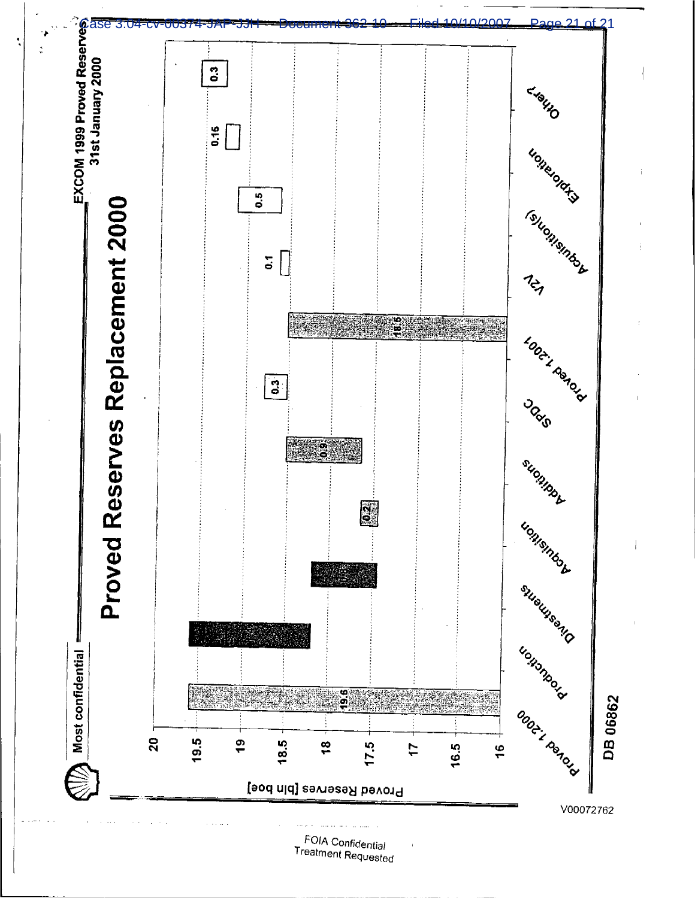Most confidential

EXCOM 1999 Proved Reserves
31st January 2000

# Proved Reserves Replacement 2000

Proved Reserves [bln boe]

20
19.5
19
18.5
18
17.5
17
16.5
16

Proved 1.2000
Production
Divestments
Acquisition
Additions
SPDC
Proved 1.2001
V2V
Acquisition(s)
Exploration
Other?

19.6
0.8
0.2
0.9
0.3
18.5
0.1
0.5
0.15
0.3

DB 06862

V00072762

FOIA Confidential
Treatment Requested